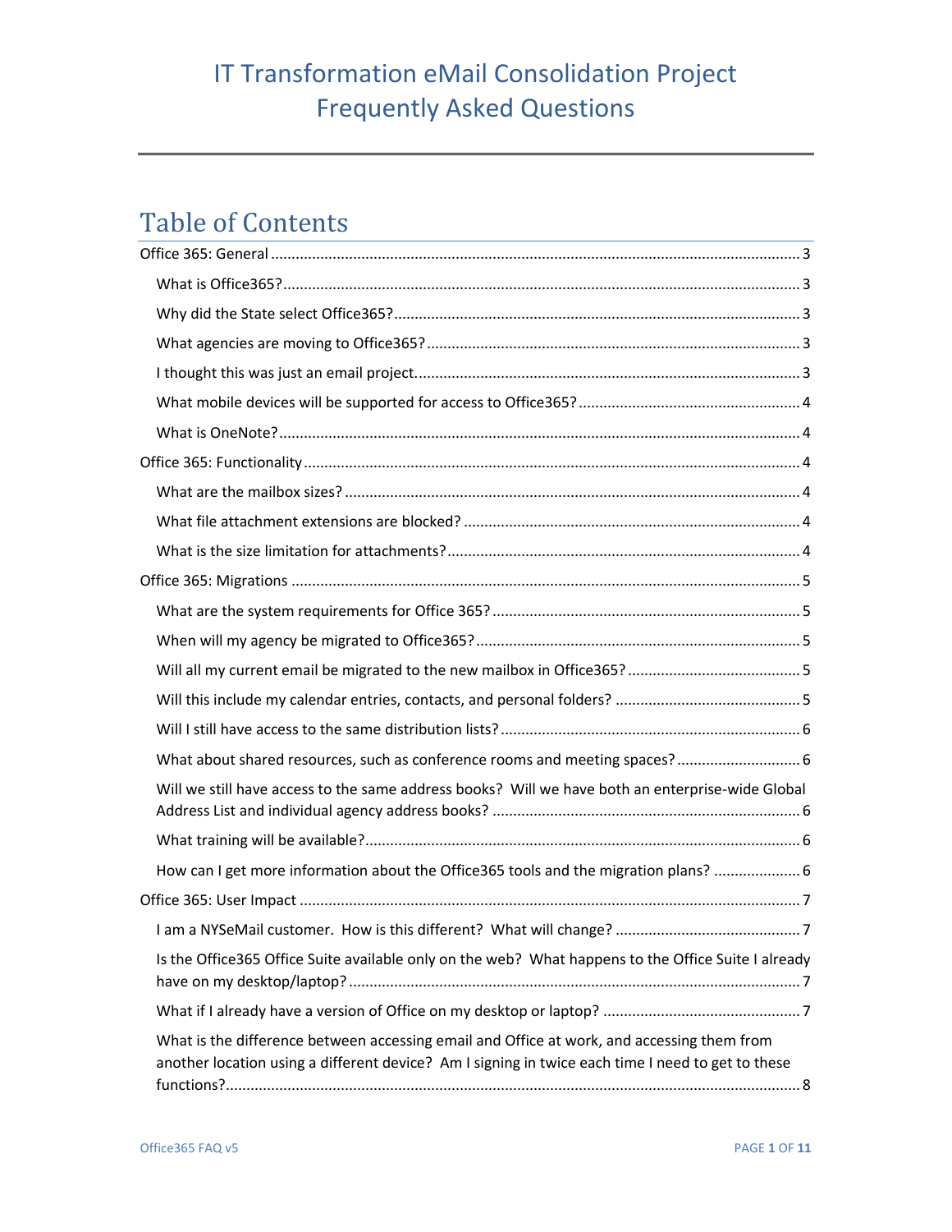# IT Transformation eMail Consolidation Project Frequently Asked Questions

## Table of Contents

- Office 365: General ........ 3
  - What is Office365? ........ 3
  - Why did the State select Office365? ........ 3
  - What agencies are moving to Office365? ........ 3
  - I thought this was just an email project. ........ 3
  - What mobile devices will be supported for access to Office365? ........ 4
  - What is OneNote? ........ 4
- Office 365: Functionality ........ 4
  - What are the mailbox sizes? ........ 4
  - What file attachment extensions are blocked? ........ 4
  - What is the size limitation for attachments? ........ 4
- Office 365: Migrations ........ 5
  - What are the system requirements for Office 365? ........ 5
  - When will my agency be migrated to Office365? ........ 5
  - Will all my current email be migrated to the new mailbox in Office365? ........ 5
  - Will this include my calendar entries, contacts, and personal folders? ........ 5
  - Will I still have access to the same distribution lists? ........ 6
  - What about shared resources, such as conference rooms and meeting spaces? ........ 6
  - Will we still have access to the same address books? Will we have both an enterprise-wide Global Address List and individual agency address books? ........ 6
  - What training will be available? ........ 6
  - How can I get more information about the Office365 tools and the migration plans? ........ 6
- Office 365: User Impact ........ 7
  - I am a NYSeMail customer. How is this different? What will change? ........ 7
  - Is the Office365 Office Suite available only on the web? What happens to the Office Suite I already have on my desktop/laptop? ........ 7
  - What if I already have a version of Office on my desktop or laptop? ........ 7
  - What is the difference between accessing email and Office at work, and accessing them from another location using a different device? Am I signing in twice each time I need to get to these functions? ........ 8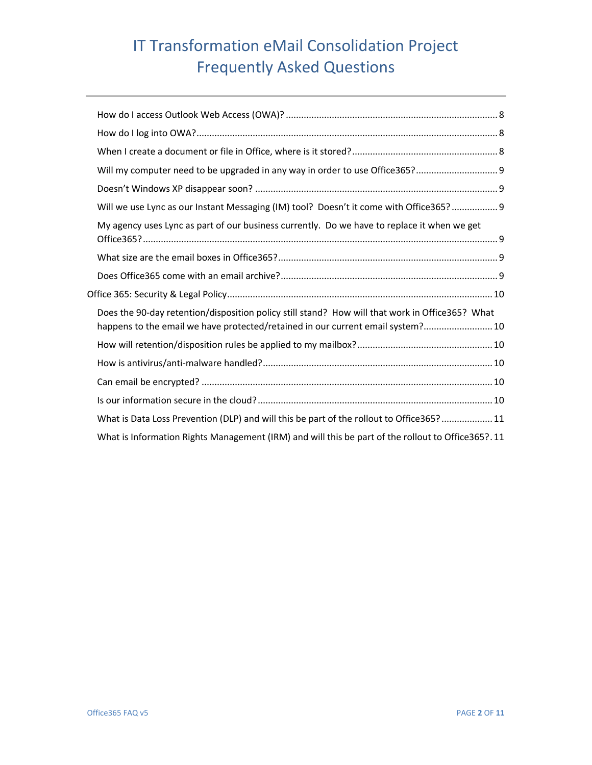# IT Transformation eMail Consolidation Project Frequently Asked Questions

- How do I access Outlook Web Access (OWA)? ........ 8
- How do I log into OWA? ........ 8
- When I create a document or file in Office, where is it stored? ........ 8
- Will my computer need to be upgraded in any way in order to use Office365? ........ 9
- Doesn't Windows XP disappear soon? ........ 9
- Will we use Lync as our Instant Messaging (IM) tool? Doesn't it come with Office365? ........ 9
- My agency uses Lync as part of our business currently. Do we have to replace it when we get Office365? ........ 9
- What size are the email boxes in Office365? ........ 9
- Does Office365 come with an email archive? ........ 9

Office 365: Security & Legal Policy ........ 10

- Does the 90-day retention/disposition policy still stand? How will that work in Office365? What happens to the email we have protected/retained in our current email system? ........ 10
- How will retention/disposition rules be applied to my mailbox? ........ 10
- How is antivirus/anti-malware handled? ........ 10
- Can email be encrypted? ........ 10
- Is our information secure in the cloud? ........ 10
- What is Data Loss Prevention (DLP) and will this be part of the rollout to Office365? ........ 11
- What is Information Rights Management (IRM) and will this be part of the rollout to Office365? ........ 11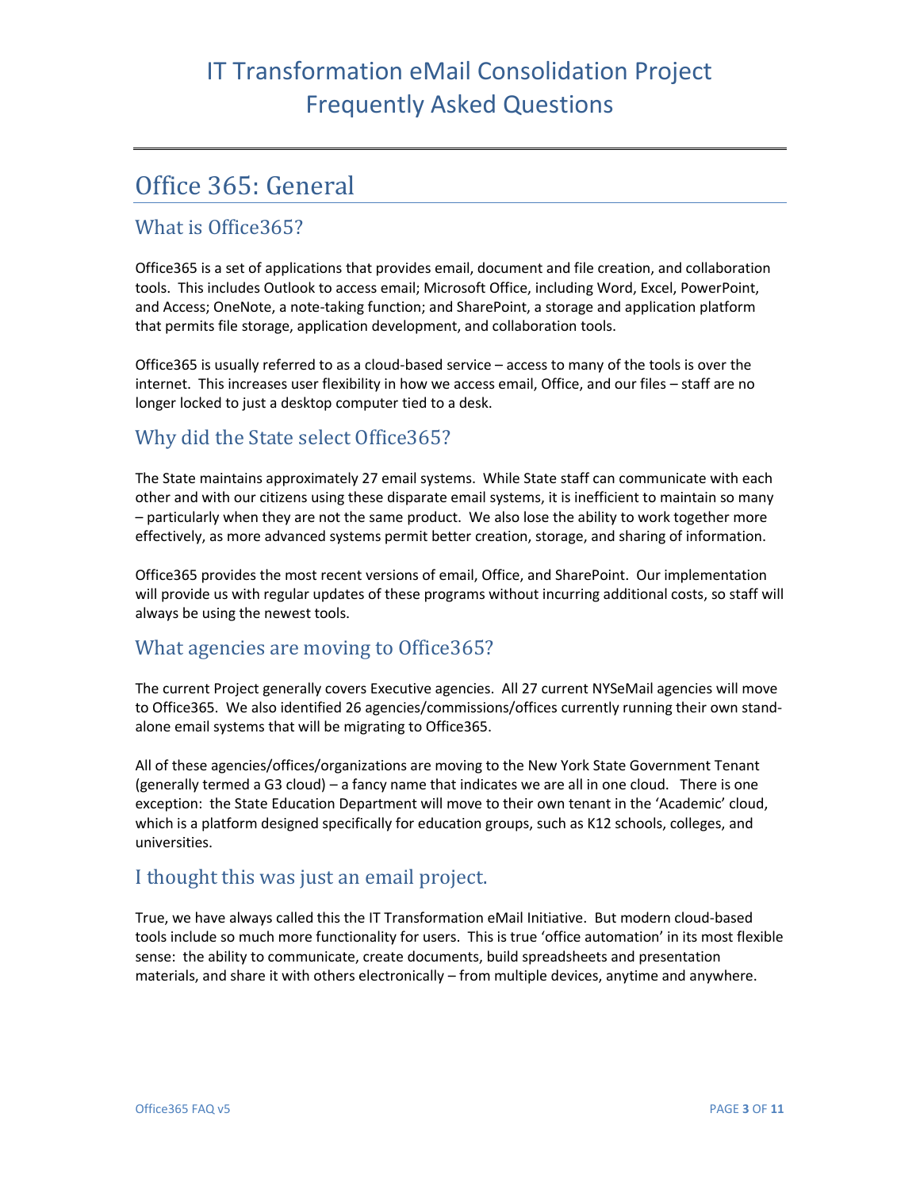# IT Transformation eMail Consolidation Project
# Frequently Asked Questions

## Office 365: General

### What is Office365?

Office365 is a set of applications that provides email, document and file creation, and collaboration tools. This includes Outlook to access email; Microsoft Office, including Word, Excel, PowerPoint, and Access; OneNote, a note-taking function; and SharePoint, a storage and application platform that permits file storage, application development, and collaboration tools.

Office365 is usually referred to as a cloud-based service – access to many of the tools is over the internet. This increases user flexibility in how we access email, Office, and our files – staff are no longer locked to just a desktop computer tied to a desk.

### Why did the State select Office365?

The State maintains approximately 27 email systems. While State staff can communicate with each other and with our citizens using these disparate email systems, it is inefficient to maintain so many – particularly when they are not the same product. We also lose the ability to work together more effectively, as more advanced systems permit better creation, storage, and sharing of information.

Office365 provides the most recent versions of email, Office, and SharePoint. Our implementation will provide us with regular updates of these programs without incurring additional costs, so staff will always be using the newest tools.

### What agencies are moving to Office365?

The current Project generally covers Executive agencies. All 27 current NYSeMail agencies will move to Office365. We also identified 26 agencies/commissions/offices currently running their own stand-alone email systems that will be migrating to Office365.

All of these agencies/offices/organizations are moving to the New York State Government Tenant (generally termed a G3 cloud) – a fancy name that indicates we are all in one cloud. There is one exception: the State Education Department will move to their own tenant in the 'Academic' cloud, which is a platform designed specifically for education groups, such as K12 schools, colleges, and universities.

### I thought this was just an email project.

True, we have always called this the IT Transformation eMail Initiative. But modern cloud-based tools include so much more functionality for users. This is true 'office automation' in its most flexible sense: the ability to communicate, create documents, build spreadsheets and presentation materials, and share it with others electronically – from multiple devices, anytime and anywhere.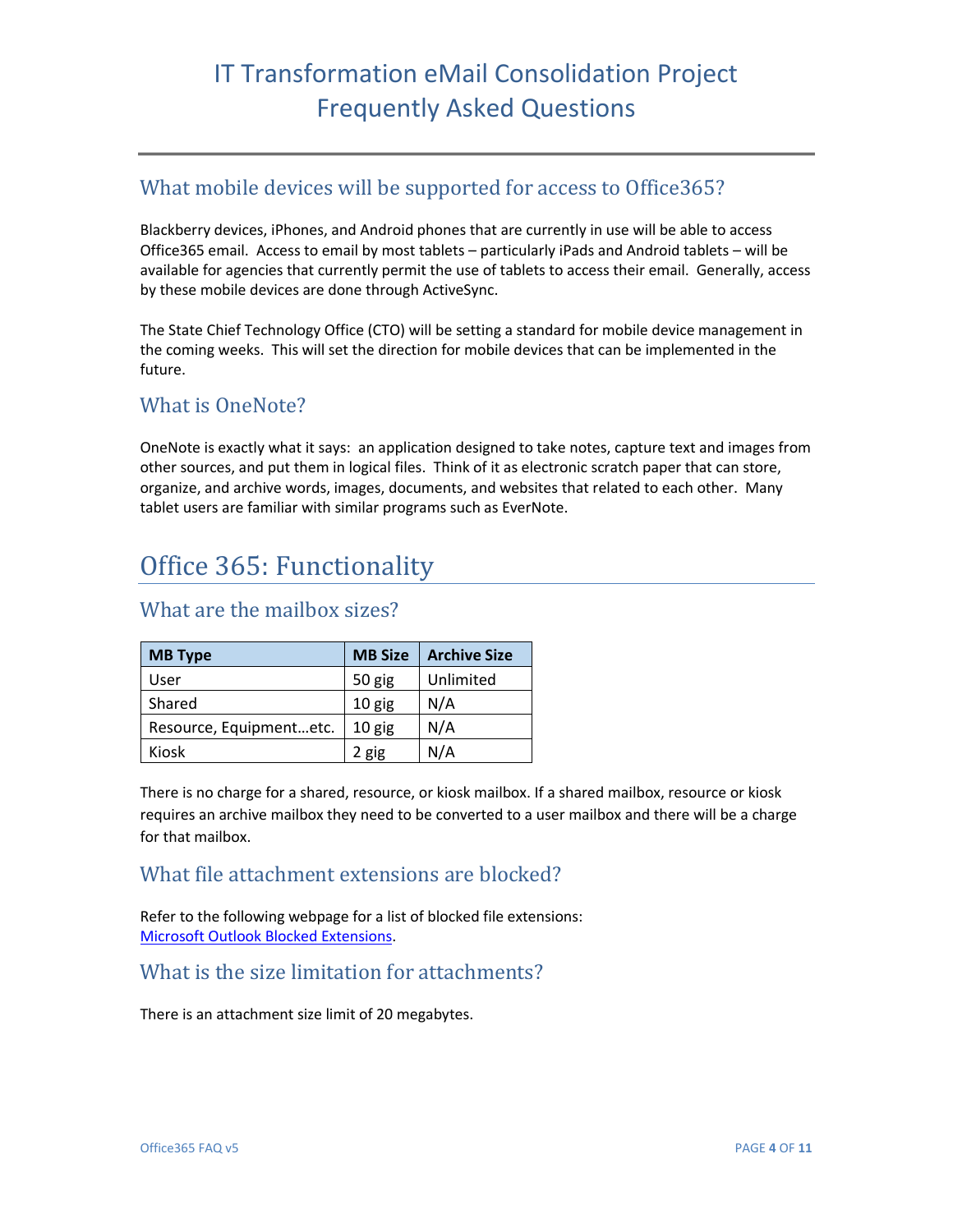# IT Transformation eMail Consolidation Project Frequently Asked Questions

### What mobile devices will be supported for access to Office365?

Blackberry devices, iPhones, and Android phones that are currently in use will be able to access Office365 email. Access to email by most tablets – particularly iPads and Android tablets – will be available for agencies that currently permit the use of tablets to access their email. Generally, access by these mobile devices are done through ActiveSync.

The State Chief Technology Office (CTO) will be setting a standard for mobile device management in the coming weeks. This will set the direction for mobile devices that can be implemented in the future.

### What is OneNote?

OneNote is exactly what it says: an application designed to take notes, capture text and images from other sources, and put them in logical files. Think of it as electronic scratch paper that can store, organize, and archive words, images, documents, and websites that related to each other. Many tablet users are familiar with similar programs such as EverNote.

## Office 365: Functionality

### What are the mailbox sizes?

| MB Type | MB Size | Archive Size |
|---|---|---|
| User | 50 gig | Unlimited |
| Shared | 10 gig | N/A |
| Resource, Equipment…etc. | 10 gig | N/A |
| Kiosk | 2 gig | N/A |

There is no charge for a shared, resource, or kiosk mailbox. If a shared mailbox, resource or kiosk requires an archive mailbox they need to be converted to a user mailbox and there will be a charge for that mailbox.

### What file attachment extensions are blocked?

Refer to the following webpage for a list of blocked file extensions:
Microsoft Outlook Blocked Extensions.

### What is the size limitation for attachments?

There is an attachment size limit of 20 megabytes.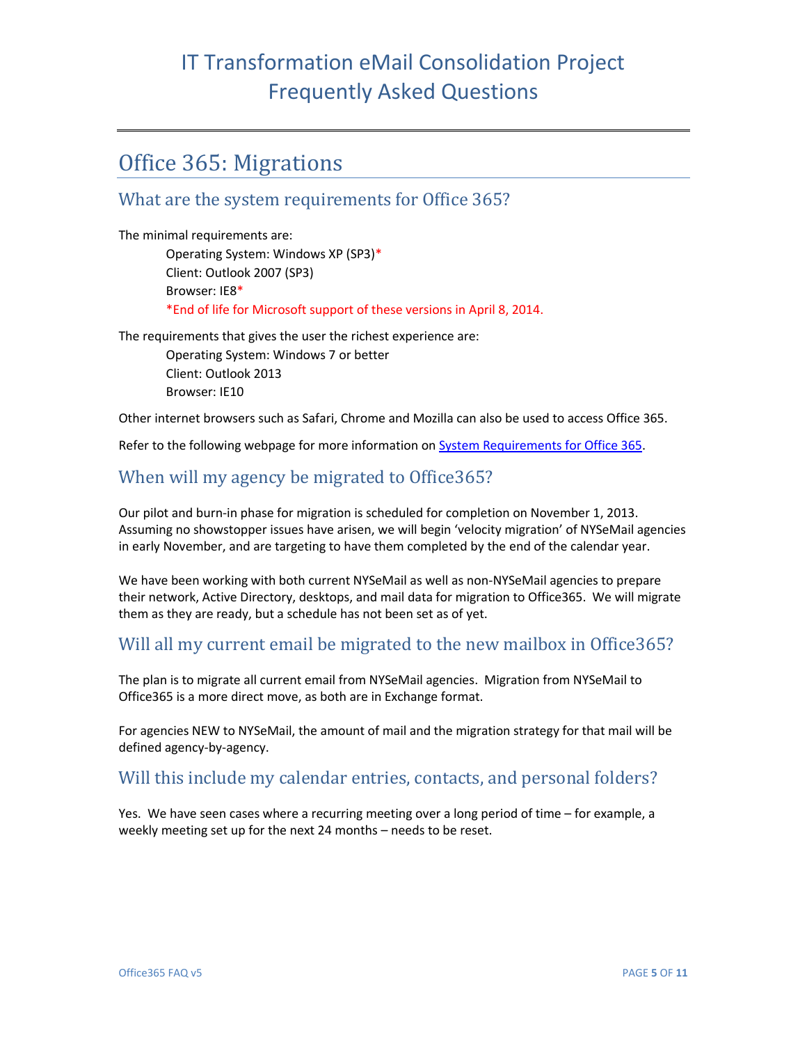# IT Transformation eMail Consolidation Project Frequently Asked Questions

## Office 365: Migrations

### What are the system requirements for Office 365?

The minimal requirements are:

> Operating System: Windows XP (SP3)*
> Client: Outlook 2007 (SP3)
> Browser: IE8*
> *End of life for Microsoft support of these versions in April 8, 2014.

The requirements that gives the user the richest experience are:

> Operating System: Windows 7 or better
> Client: Outlook 2013
> Browser: IE10

Other internet browsers such as Safari, Chrome and Mozilla can also be used to access Office 365.

Refer to the following webpage for more information on [System Requirements for Office 365](#).

### When will my agency be migrated to Office365?

Our pilot and burn-in phase for migration is scheduled for completion on November 1, 2013. Assuming no showstopper issues have arisen, we will begin 'velocity migration' of NYSeMail agencies in early November, and are targeting to have them completed by the end of the calendar year.

We have been working with both current NYSeMail as well as non-NYSeMail agencies to prepare their network, Active Directory, desktops, and mail data for migration to Office365. We will migrate them as they are ready, but a schedule has not been set as of yet.

### Will all my current email be migrated to the new mailbox in Office365?

The plan is to migrate all current email from NYSeMail agencies. Migration from NYSeMail to Office365 is a more direct move, as both are in Exchange format.

For agencies NEW to NYSeMail, the amount of mail and the migration strategy for that mail will be defined agency-by-agency.

### Will this include my calendar entries, contacts, and personal folders?

Yes. We have seen cases where a recurring meeting over a long period of time – for example, a weekly meeting set up for the next 24 months – needs to be reset.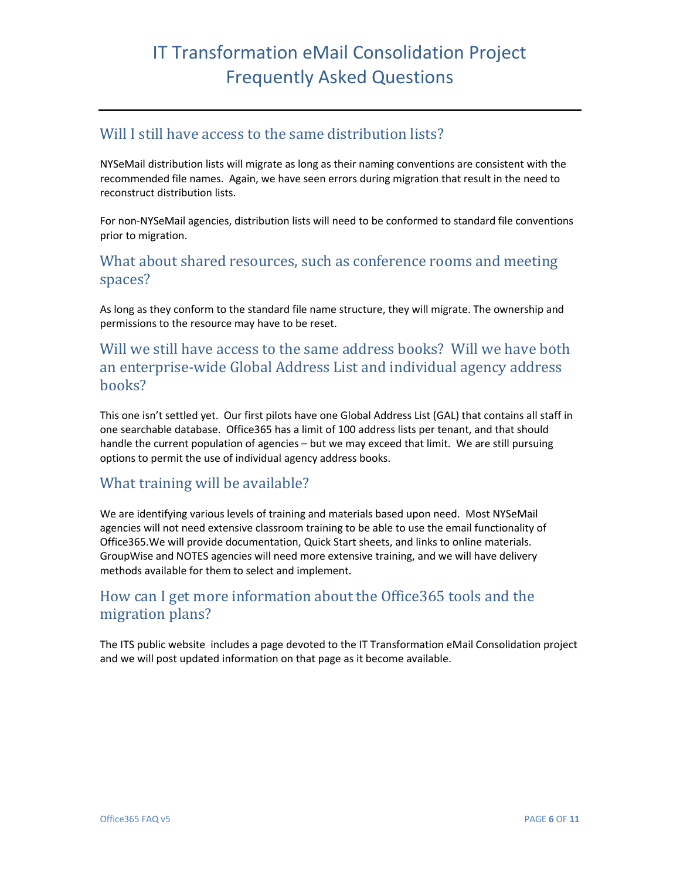# IT Transformation eMail Consolidation Project Frequently Asked Questions

## Will I still have access to the same distribution lists?

NYSeMail distribution lists will migrate as long as their naming conventions are consistent with the recommended file names. Again, we have seen errors during migration that result in the need to reconstruct distribution lists.

For non-NYSeMail agencies, distribution lists will need to be conformed to standard file conventions prior to migration.

## What about shared resources, such as conference rooms and meeting spaces?

As long as they conform to the standard file name structure, they will migrate. The ownership and permissions to the resource may have to be reset.

## Will we still have access to the same address books? Will we have both an enterprise-wide Global Address List and individual agency address books?

This one isn't settled yet. Our first pilots have one Global Address List (GAL) that contains all staff in one searchable database. Office365 has a limit of 100 address lists per tenant, and that should handle the current population of agencies – but we may exceed that limit. We are still pursuing options to permit the use of individual agency address books.

## What training will be available?

We are identifying various levels of training and materials based upon need. Most NYSeMail agencies will not need extensive classroom training to be able to use the email functionality of Office365.We will provide documentation, Quick Start sheets, and links to online materials. GroupWise and NOTES agencies will need more extensive training, and we will have delivery methods available for them to select and implement.

## How can I get more information about the Office365 tools and the migration plans?

The ITS public website includes a page devoted to the IT Transformation eMail Consolidation project and we will post updated information on that page as it become available.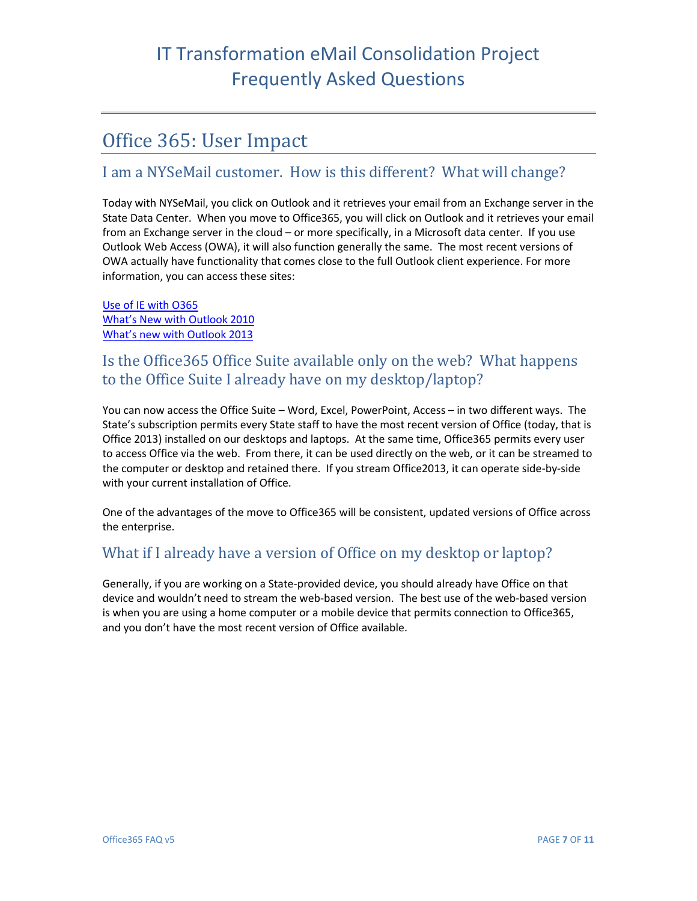# IT Transformation eMail Consolidation Project Frequently Asked Questions

## Office 365: User Impact

### I am a NYSeMail customer. How is this different? What will change?

Today with NYSeMail, you click on Outlook and it retrieves your email from an Exchange server in the State Data Center. When you move to Office365, you will click on Outlook and it retrieves your email from an Exchange server in the cloud – or more specifically, in a Microsoft data center. If you use Outlook Web Access (OWA), it will also function generally the same. The most recent versions of OWA actually have functionality that comes close to the full Outlook client experience. For more information, you can access these sites:

Use of IE with O365
What's New with Outlook 2010
What's new with Outlook 2013

### Is the Office365 Office Suite available only on the web? What happens to the Office Suite I already have on my desktop/laptop?

You can now access the Office Suite – Word, Excel, PowerPoint, Access – in two different ways. The State's subscription permits every State staff to have the most recent version of Office (today, that is Office 2013) installed on our desktops and laptops. At the same time, Office365 permits every user to access Office via the web. From there, it can be used directly on the web, or it can be streamed to the computer or desktop and retained there. If you stream Office2013, it can operate side-by-side with your current installation of Office.

One of the advantages of the move to Office365 will be consistent, updated versions of Office across the enterprise.

### What if I already have a version of Office on my desktop or laptop?

Generally, if you are working on a State-provided device, you should already have Office on that device and wouldn't need to stream the web-based version. The best use of the web-based version is when you are using a home computer or a mobile device that permits connection to Office365, and you don't have the most recent version of Office available.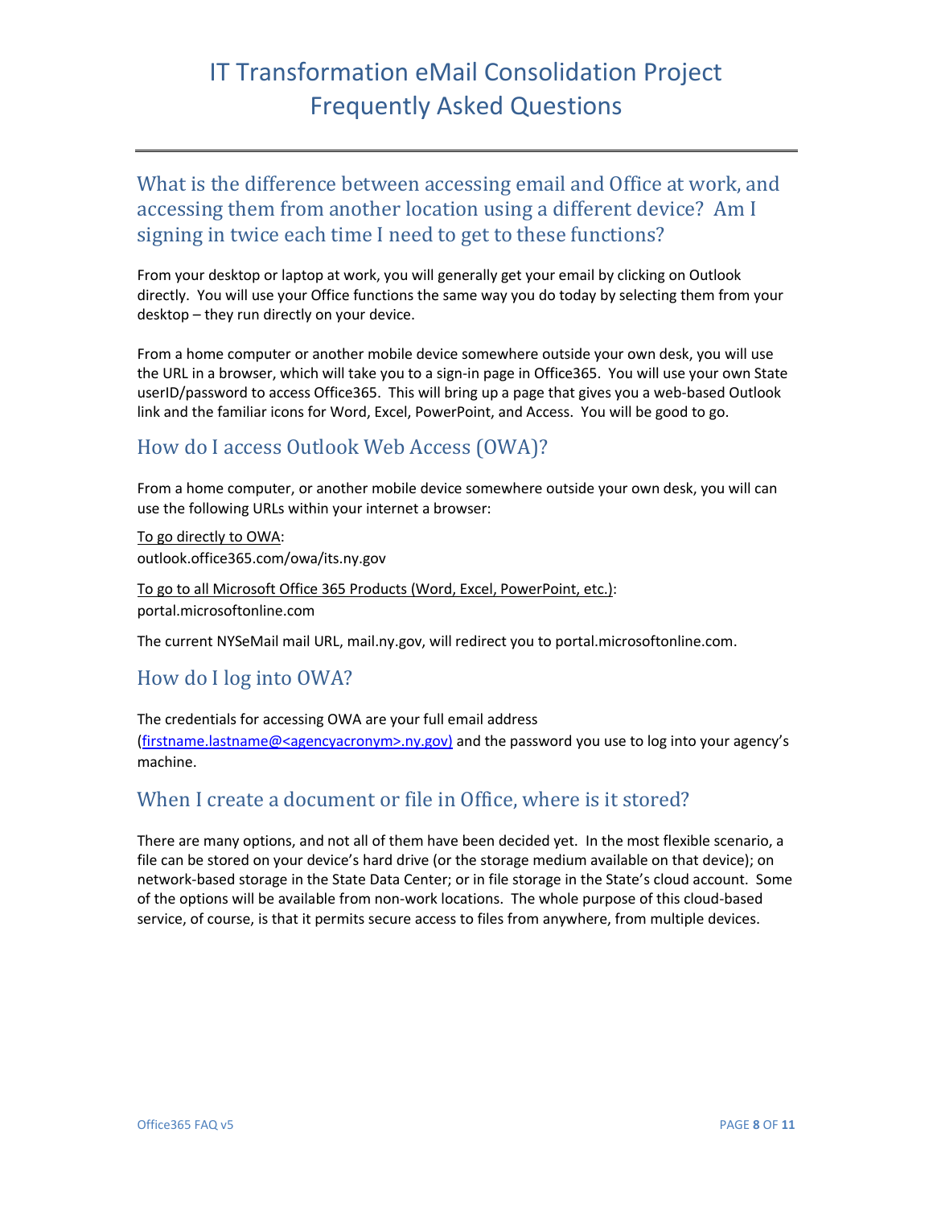# IT Transformation eMail Consolidation Project Frequently Asked Questions

## What is the difference between accessing email and Office at work, and accessing them from another location using a different device? Am I signing in twice each time I need to get to these functions?

From your desktop or laptop at work, you will generally get your email by clicking on Outlook directly. You will use your Office functions the same way you do today by selecting them from your desktop – they run directly on your device.

From a home computer or another mobile device somewhere outside your own desk, you will use the URL in a browser, which will take you to a sign-in page in Office365. You will use your own State userID/password to access Office365. This will bring up a page that gives you a web-based Outlook link and the familiar icons for Word, Excel, PowerPoint, and Access. You will be good to go.

## How do I access Outlook Web Access (OWA)?

From a home computer, or another mobile device somewhere outside your own desk, you will can use the following URLs within your internet a browser:

<u>To go directly to OWA</u>:
outlook.office365.com/owa/its.ny.gov

<u>To go to all Microsoft Office 365 Products (Word, Excel, PowerPoint, etc.)</u>:
portal.microsoftonline.com

The current NYSeMail mail URL, mail.ny.gov, will redirect you to portal.microsoftonline.com.

## How do I log into OWA?

The credentials for accessing OWA are your full email address (firstname.lastname@<agencyacronym>.ny.gov) and the password you use to log into your agency's machine.

## When I create a document or file in Office, where is it stored?

There are many options, and not all of them have been decided yet. In the most flexible scenario, a file can be stored on your device's hard drive (or the storage medium available on that device); on network-based storage in the State Data Center; or in file storage in the State's cloud account. Some of the options will be available from non-work locations. The whole purpose of this cloud-based service, of course, is that it permits secure access to files from anywhere, from multiple devices.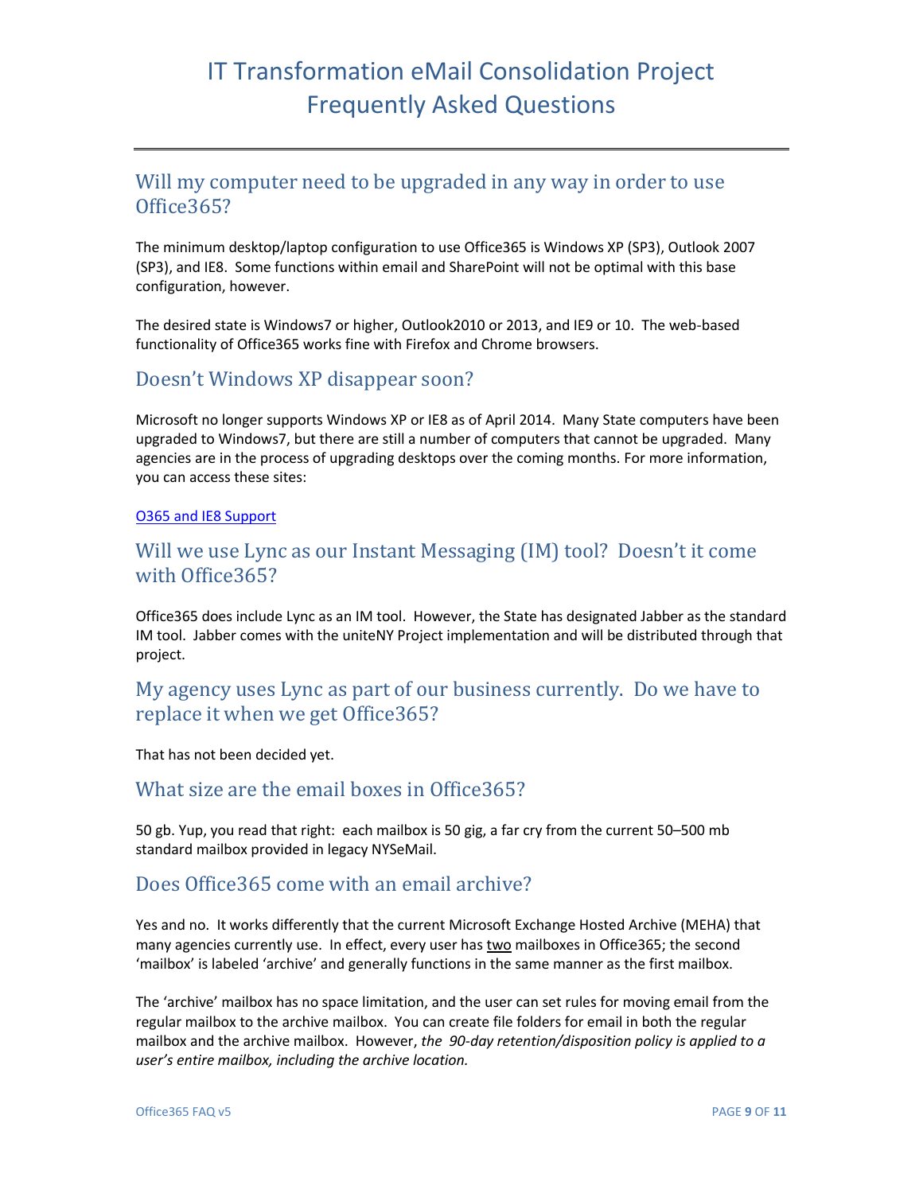# IT Transformation eMail Consolidation Project Frequently Asked Questions

## Will my computer need to be upgraded in any way in order to use Office365?

The minimum desktop/laptop configuration to use Office365 is Windows XP (SP3), Outlook 2007 (SP3), and IE8. Some functions within email and SharePoint will not be optimal with this base configuration, however.

The desired state is Windows7 or higher, Outlook2010 or 2013, and IE9 or 10. The web-based functionality of Office365 works fine with Firefox and Chrome browsers.

## Doesn't Windows XP disappear soon?

Microsoft no longer supports Windows XP or IE8 as of April 2014. Many State computers have been upgraded to Windows7, but there are still a number of computers that cannot be upgraded. Many agencies are in the process of upgrading desktops over the coming months. For more information, you can access these sites:

O365 and IE8 Support

## Will we use Lync as our Instant Messaging (IM) tool? Doesn't it come with Office365?

Office365 does include Lync as an IM tool. However, the State has designated Jabber as the standard IM tool. Jabber comes with the uniteNY Project implementation and will be distributed through that project.

## My agency uses Lync as part of our business currently. Do we have to replace it when we get Office365?

That has not been decided yet.

## What size are the email boxes in Office365?

50 gb. Yup, you read that right: each mailbox is 50 gig, a far cry from the current 50–500 mb standard mailbox provided in legacy NYSeMail.

## Does Office365 come with an email archive?

Yes and no. It works differently that the current Microsoft Exchange Hosted Archive (MEHA) that many agencies currently use. In effect, every user has two mailboxes in Office365; the second 'mailbox' is labeled 'archive' and generally functions in the same manner as the first mailbox.

The 'archive' mailbox has no space limitation, and the user can set rules for moving email from the regular mailbox to the archive mailbox. You can create file folders for email in both the regular mailbox and the archive mailbox. However, *the 90-day retention/disposition policy is applied to a user's entire mailbox, including the archive location.*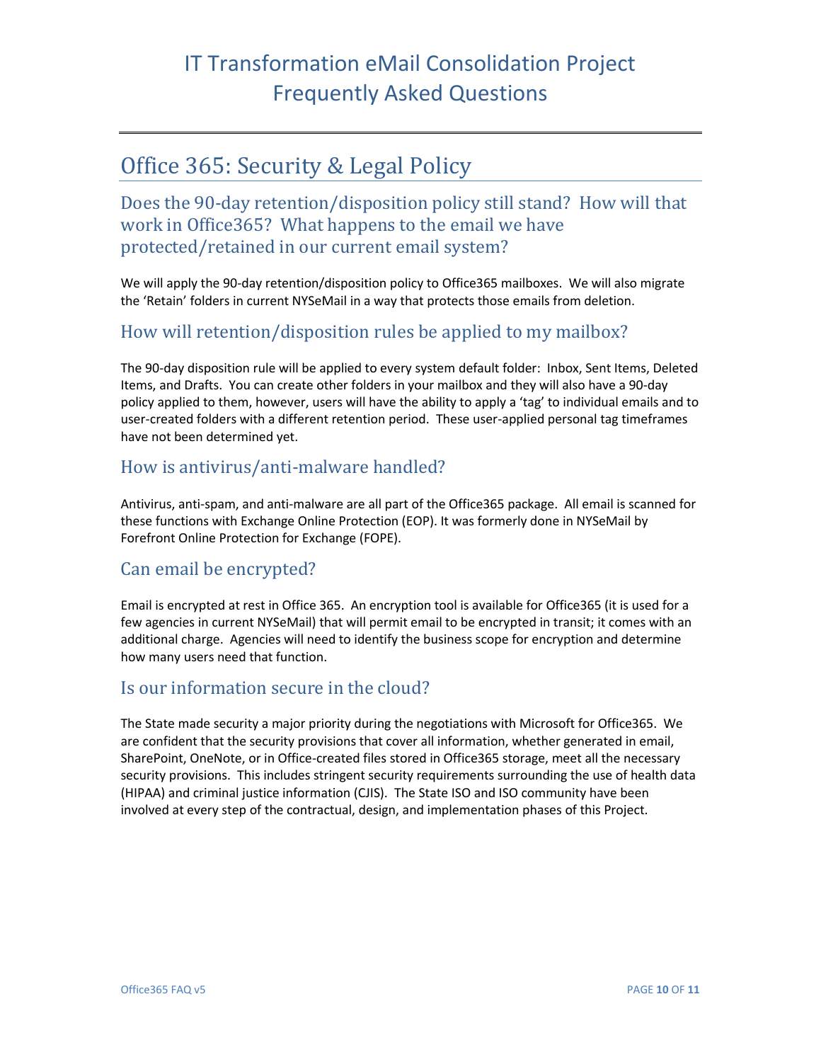# Office 365: Security & Legal Policy

## Does the 90-day retention/disposition policy still stand? How will that work in Office365? What happens to the email we have protected/retained in our current email system?

We will apply the 90-day retention/disposition policy to Office365 mailboxes. We will also migrate the 'Retain' folders in current NYSeMail in a way that protects those emails from deletion.

## How will retention/disposition rules be applied to my mailbox?

The 90-day disposition rule will be applied to every system default folder: Inbox, Sent Items, Deleted Items, and Drafts. You can create other folders in your mailbox and they will also have a 90-day policy applied to them, however, users will have the ability to apply a 'tag' to individual emails and to user-created folders with a different retention period. These user-applied personal tag timeframes have not been determined yet.

## How is antivirus/anti-malware handled?

Antivirus, anti-spam, and anti-malware are all part of the Office365 package. All email is scanned for these functions with Exchange Online Protection (EOP). It was formerly done in NYSeMail by Forefront Online Protection for Exchange (FOPE).

## Can email be encrypted?

Email is encrypted at rest in Office 365. An encryption tool is available for Office365 (it is used for a few agencies in current NYSeMail) that will permit email to be encrypted in transit; it comes with an additional charge. Agencies will need to identify the business scope for encryption and determine how many users need that function.

## Is our information secure in the cloud?

The State made security a major priority during the negotiations with Microsoft for Office365. We are confident that the security provisions that cover all information, whether generated in email, SharePoint, OneNote, or in Office-created files stored in Office365 storage, meet all the necessary security provisions. This includes stringent security requirements surrounding the use of health data (HIPAA) and criminal justice information (CJIS). The State ISO and ISO community have been involved at every step of the contractual, design, and implementation phases of this Project.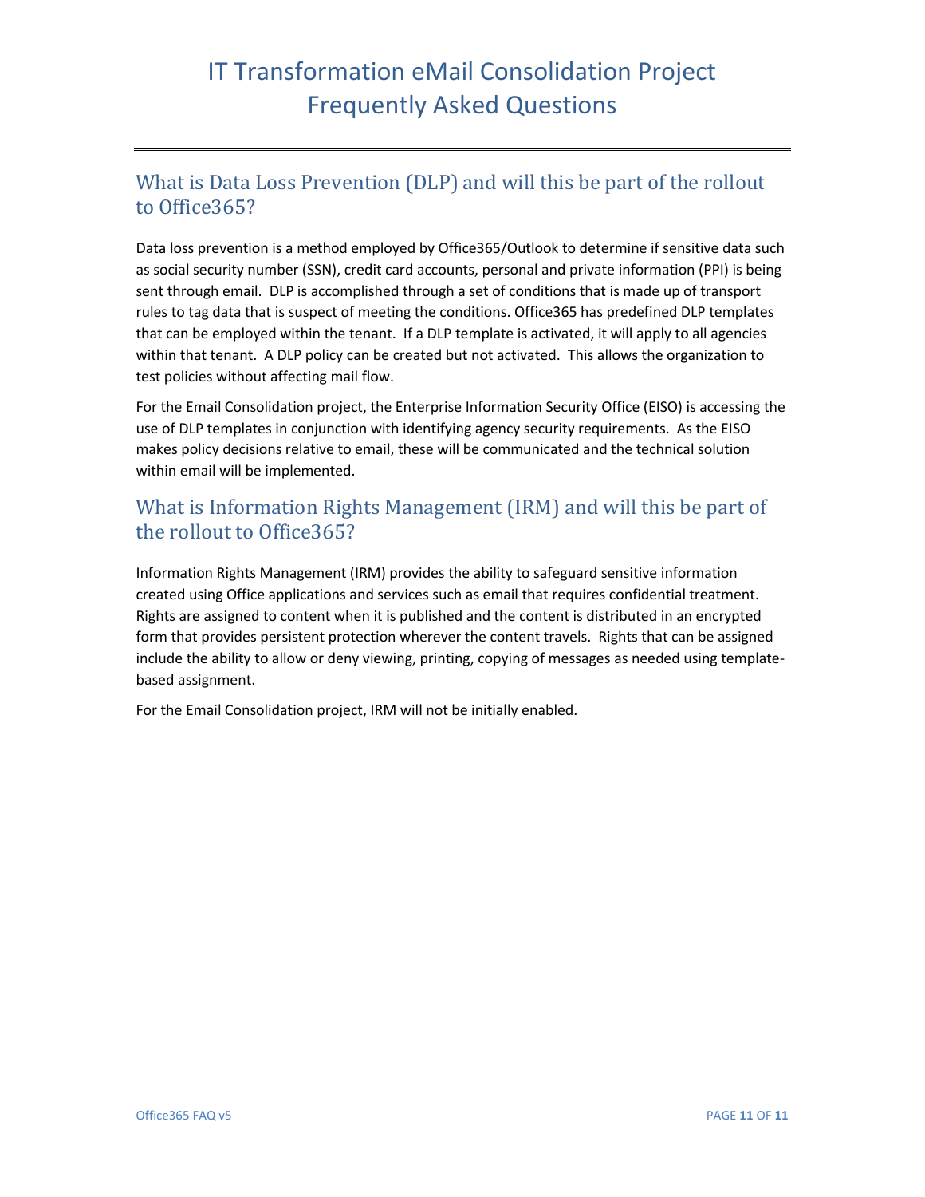## What is Data Loss Prevention (DLP) and will this be part of the rollout to Office365?

Data loss prevention is a method employed by Office365/Outlook to determine if sensitive data such as social security number (SSN), credit card accounts, personal and private information (PPI) is being sent through email. DLP is accomplished through a set of conditions that is made up of transport rules to tag data that is suspect of meeting the conditions. Office365 has predefined DLP templates that can be employed within the tenant. If a DLP template is activated, it will apply to all agencies within that tenant. A DLP policy can be created but not activated. This allows the organization to test policies without affecting mail flow.

For the Email Consolidation project, the Enterprise Information Security Office (EISO) is accessing the use of DLP templates in conjunction with identifying agency security requirements. As the EISO makes policy decisions relative to email, these will be communicated and the technical solution within email will be implemented.

## What is Information Rights Management (IRM) and will this be part of the rollout to Office365?

Information Rights Management (IRM) provides the ability to safeguard sensitive information created using Office applications and services such as email that requires confidential treatment. Rights are assigned to content when it is published and the content is distributed in an encrypted form that provides persistent protection wherever the content travels. Rights that can be assigned include the ability to allow or deny viewing, printing, copying of messages as needed using template-based assignment.

For the Email Consolidation project, IRM will not be initially enabled.